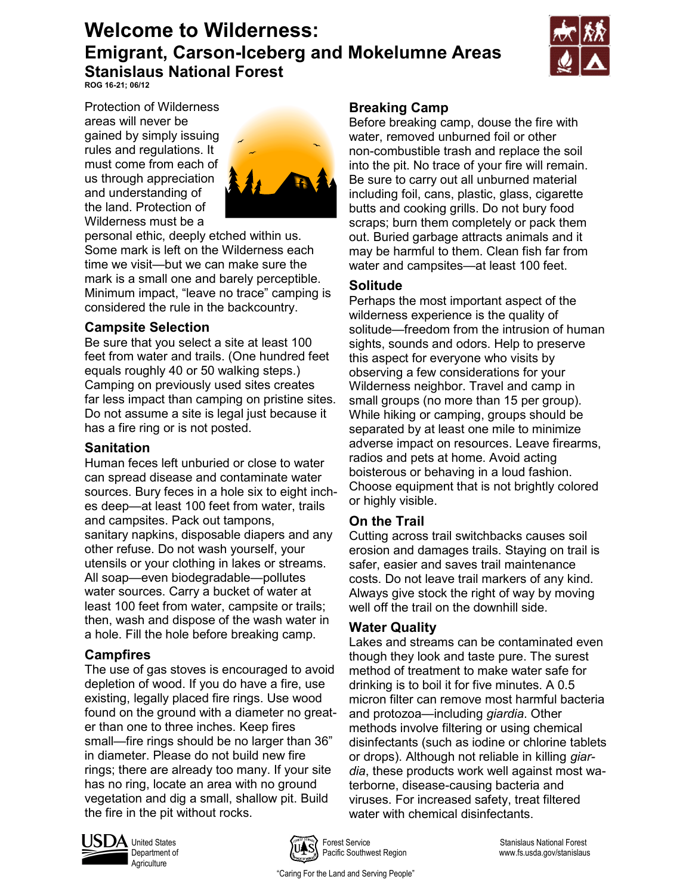# Welcome to Wilderness:
## Emigrant, Carson-Iceberg and Mokelumne Areas
### Stanislaus National Forest

**ROG 16-21; 06/12**

Protection of Wilderness areas will never be gained by simply issuing rules and regulations. It must come from each of us through appreciation and understanding of the land. Protection of Wilderness must be a personal ethic, deeply etched within us. Some mark is left on the Wilderness each time we visit—but we can make sure the mark is a small one and barely perceptible. Minimum impact, "leave no trace" camping is considered the rule in the backcountry.

### Campsite Selection

Be sure that you select a site at least 100 feet from water and trails. (One hundred feet equals roughly 40 or 50 walking steps.) Camping on previously used sites creates far less impact than camping on pristine sites. Do not assume a site is legal just because it has a fire ring or is not posted.

### Sanitation

Human feces left unburied or close to water can spread disease and contaminate water sources. Bury feces in a hole six to eight inches deep—at least 100 feet from water, trails and campsites. Pack out tampons, sanitary napkins, disposable diapers and any other refuse. Do not wash yourself, your utensils or your clothing in lakes or streams. All soap—even biodegradable—pollutes water sources. Carry a bucket of water at least 100 feet from water, campsite or trails; then, wash and dispose of the wash water in a hole. Fill the hole before breaking camp.

### Campfires

The use of gas stoves is encouraged to avoid depletion of wood. If you do have a fire, use existing, legally placed fire rings. Use wood found on the ground with a diameter no greater than one to three inches. Keep fires small—fire rings should be no larger than 36" in diameter. Please do not build new fire rings; there are already too many. If your site has no ring, locate an area with no ground vegetation and dig a small, shallow pit. Build the fire in the pit without rocks.

### Breaking Camp

Before breaking camp, douse the fire with water, removed unburned foil or other non-combustible trash and replace the soil into the pit. No trace of your fire will remain. Be sure to carry out all unburned material including foil, cans, plastic, glass, cigarette butts and cooking grills. Do not bury food scraps; burn them completely or pack them out. Buried garbage attracts animals and it may be harmful to them. Clean fish far from water and campsites—at least 100 feet.

### Solitude

Perhaps the most important aspect of the wilderness experience is the quality of solitude—freedom from the intrusion of human sights, sounds and odors. Help to preserve this aspect for everyone who visits by observing a few considerations for your Wilderness neighbor. Travel and camp in small groups (no more than 15 per group). While hiking or camping, groups should be separated by at least one mile to minimize adverse impact on resources. Leave firearms, radios and pets at home. Avoid acting boisterous or behaving in a loud fashion. Choose equipment that is not brightly colored or highly visible.

### On the Trail

Cutting across trail switchbacks causes soil erosion and damages trails. Staying on trail is safer, easier and saves trail maintenance costs. Do not leave trail markers of any kind. Always give stock the right of way by moving well off the trail on the downhill side.

### Water Quality

Lakes and streams can be contaminated even though they look and taste pure. The surest method of treatment to make water safe for drinking is to boil it for five minutes. A 0.5 micron filter can remove most harmful bacteria and protozoa—including *giardia*. Other methods involve filtering or using chemical disinfectants (such as iodine or chlorine tablets or drops). Although not reliable in killing *giardia*, these products work well against most waterborne, disease-causing bacteria and viruses. For increased safety, treat filtered water with chemical disinfectants.

USDA United States Department of Agriculture

Forest Service Pacific Southwest Region

Stanislaus National Forest www.fs.usda.gov/stanislaus

"Caring For the Land and Serving People"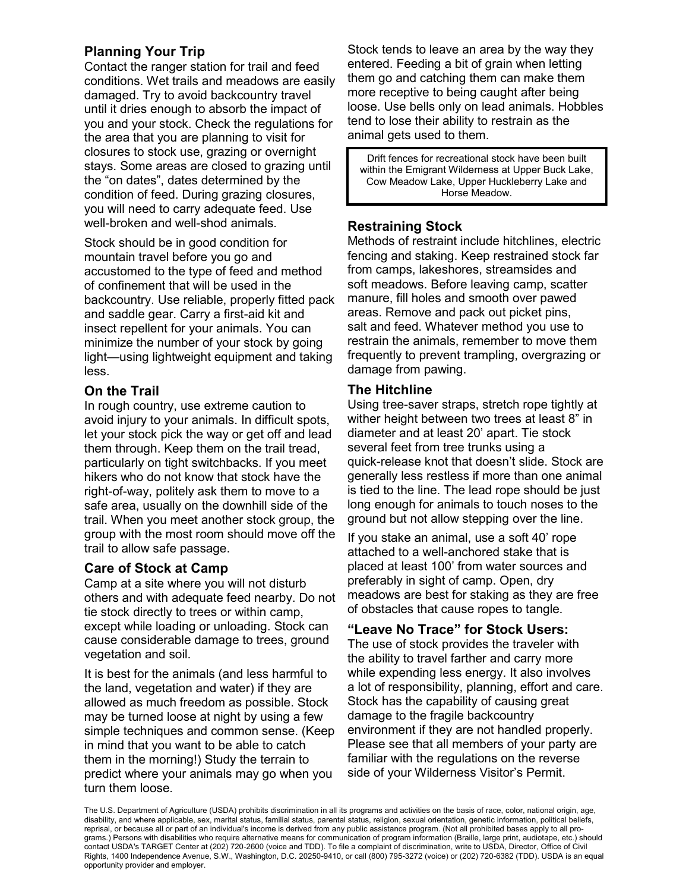## Planning Your Trip

Contact the ranger station for trail and feed conditions. Wet trails and meadows are easily damaged. Try to avoid backcountry travel until it dries enough to absorb the impact of you and your stock. Check the regulations for the area that you are planning to visit for closures to stock use, grazing or overnight stays. Some areas are closed to grazing until the "on dates", dates determined by the condition of feed. During grazing closures, you will need to carry adequate feed. Use well-broken and well-shod animals.

Stock should be in good condition for mountain travel before you go and accustomed to the type of feed and method of confinement that will be used in the backcountry. Use reliable, properly fitted pack and saddle gear. Carry a first-aid kit and insect repellent for your animals. You can minimize the number of your stock by going light—using lightweight equipment and taking less.

## On the Trail

In rough country, use extreme caution to avoid injury to your animals. In difficult spots, let your stock pick the way or get off and lead them through. Keep them on the trail tread, particularly on tight switchbacks. If you meet hikers who do not know that stock have the right-of-way, politely ask them to move to a safe area, usually on the downhill side of the trail. When you meet another stock group, the group with the most room should move off the trail to allow safe passage.

## Care of Stock at Camp

Camp at a site where you will not disturb others and with adequate feed nearby. Do not tie stock directly to trees or within camp, except while loading or unloading. Stock can cause considerable damage to trees, ground vegetation and soil.

It is best for the animals (and less harmful to the land, vegetation and water) if they are allowed as much freedom as possible. Stock may be turned loose at night by using a few simple techniques and common sense. (Keep in mind that you want to be able to catch them in the morning!) Study the terrain to predict where your animals may go when you turn them loose.

Stock tends to leave an area by the way they entered. Feeding a bit of grain when letting them go and catching them can make them more receptive to being caught after being loose. Use bells only on lead animals. Hobbles tend to lose their ability to restrain as the animal gets used to them.

> Drift fences for recreational stock have been built within the Emigrant Wilderness at Upper Buck Lake, Cow Meadow Lake, Upper Huckleberry Lake and Horse Meadow.

## Restraining Stock

Methods of restraint include hitchlines, electric fencing and staking. Keep restrained stock far from camps, lakeshores, streamsides and soft meadows. Before leaving camp, scatter manure, fill holes and smooth over pawed areas. Remove and pack out picket pins, salt and feed. Whatever method you use to restrain the animals, remember to move them frequently to prevent trampling, overgrazing or damage from pawing.

## The Hitchline

Using tree-saver straps, stretch rope tightly at wither height between two trees at least 8" in diameter and at least 20' apart. Tie stock several feet from tree trunks using a quick-release knot that doesn't slide. Stock are generally less restless if more than one animal is tied to the line. The lead rope should be just long enough for animals to touch noses to the ground but not allow stepping over the line.

If you stake an animal, use a soft 40' rope attached to a well-anchored stake that is placed at least 100' from water sources and preferably in sight of camp. Open, dry meadows are best for staking as they are free of obstacles that cause ropes to tangle.

## "Leave No Trace" for Stock Users:

The use of stock provides the traveler with the ability to travel farther and carry more while expending less energy. It also involves a lot of responsibility, planning, effort and care. Stock has the capability of causing great damage to the fragile backcountry environment if they are not handled properly. Please see that all members of your party are familiar with the regulations on the reverse side of your Wilderness Visitor's Permit.

The U.S. Department of Agriculture (USDA) prohibits discrimination in all its programs and activities on the basis of race, color, national origin, age, disability, and where applicable, sex, marital status, familial status, parental status, religion, sexual orientation, genetic information, political beliefs, reprisal, or because all or part of an individual's income is derived from any public assistance program. (Not all prohibited bases apply to all programs.) Persons with disabilities who require alternative means for communication of program information (Braille, large print, audiotape, etc.) should contact USDA's TARGET Center at (202) 720-2600 (voice and TDD). To file a complaint of discrimination, write to USDA, Director, Office of Civil Rights, 1400 Independence Avenue, S.W., Washington, D.C. 20250-9410, or call (800) 795-3272 (voice) or (202) 720-6382 (TDD). USDA is an equal opportunity provider and employer.